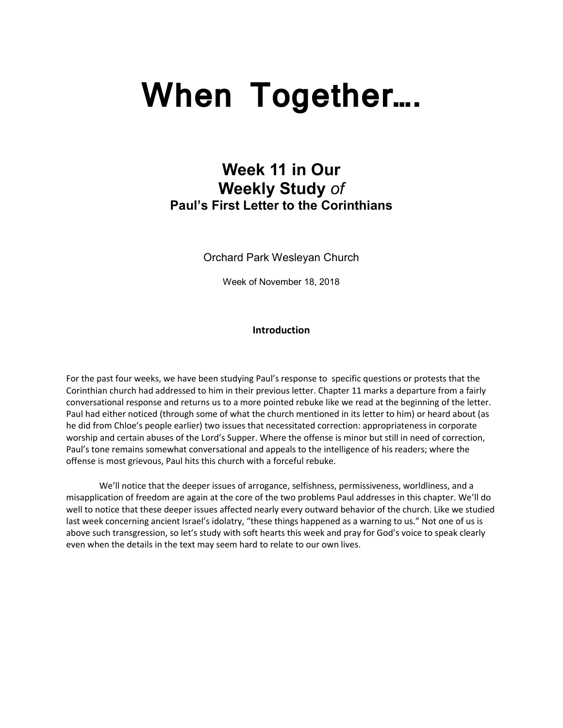# When Together….

## Week 11 in Our
## Weekly Study *of*
### Paul's First Letter to the Corinthians

Orchard Park Wesleyan Church

Week of November 18, 2018

**Introduction**

For the past four weeks, we have been studying Paul's response to specific questions or protests that the Corinthian church had addressed to him in their previous letter. Chapter 11 marks a departure from a fairly conversational response and returns us to a more pointed rebuke like we read at the beginning of the letter. Paul had either noticed (through some of what the church mentioned in its letter to him) or heard about (as he did from Chloe's people earlier) two issues that necessitated correction: appropriateness in corporate worship and certain abuses of the Lord's Supper. Where the offense is minor but still in need of correction, Paul's tone remains somewhat conversational and appeals to the intelligence of his readers; where the offense is most grievous, Paul hits this church with a forceful rebuke.

We'll notice that the deeper issues of arrogance, selfishness, permissiveness, worldliness, and a misapplication of freedom are again at the core of the two problems Paul addresses in this chapter. We'll do well to notice that these deeper issues affected nearly every outward behavior of the church. Like we studied last week concerning ancient Israel's idolatry, "these things happened as a warning to us." Not one of us is above such transgression, so let's study with soft hearts this week and pray for God's voice to speak clearly even when the details in the text may seem hard to relate to our own lives.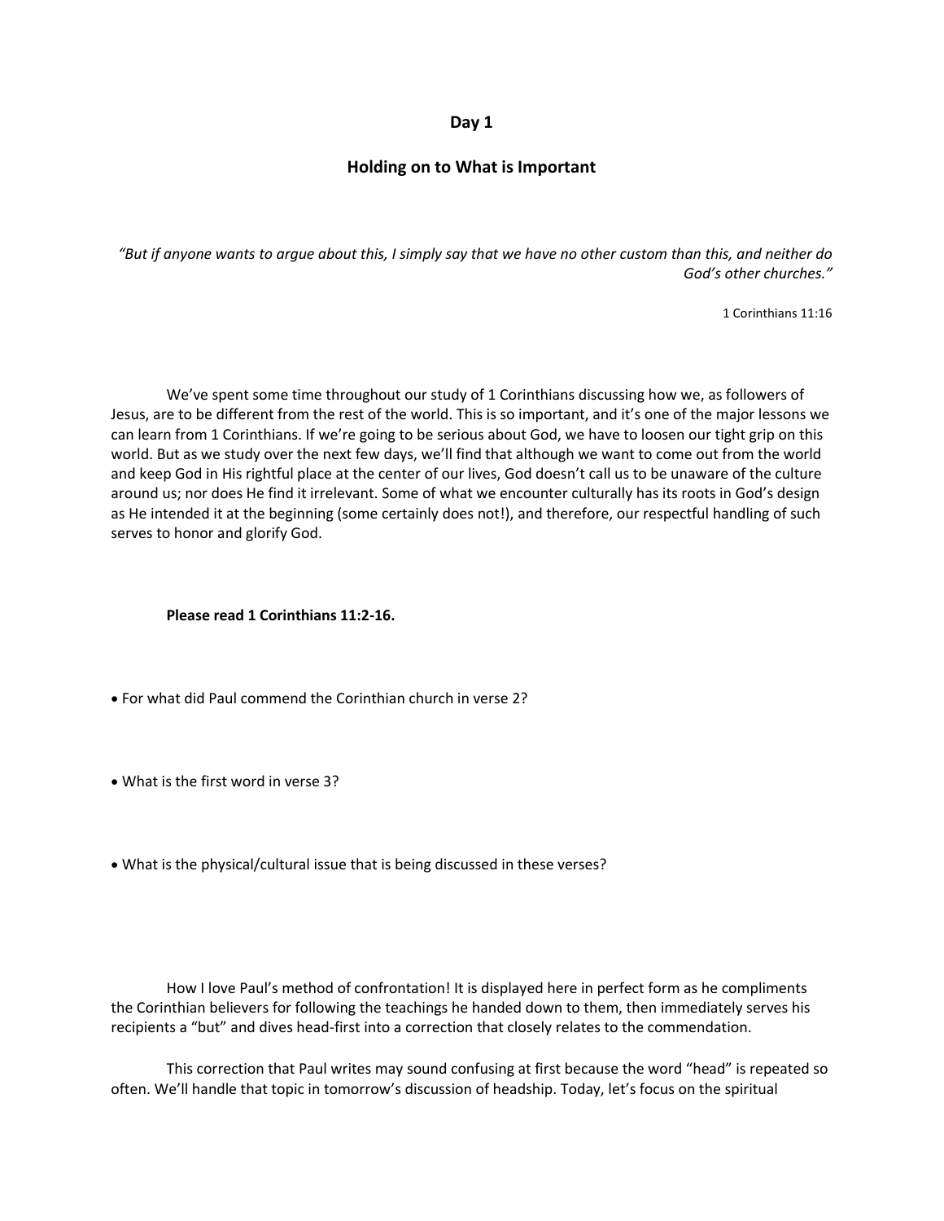## Day 1

## Holding on to What is Important

*"But if anyone wants to argue about this, I simply say that we have no other custom than this, and neither do God's other churches."*

1 Corinthians 11:16

We've spent some time throughout our study of 1 Corinthians discussing how we, as followers of Jesus, are to be different from the rest of the world. This is so important, and it's one of the major lessons we can learn from 1 Corinthians. If we're going to be serious about God, we have to loosen our tight grip on this world. But as we study over the next few days, we'll find that although we want to come out from the world and keep God in His rightful place at the center of our lives, God doesn't call us to be unaware of the culture around us; nor does He find it irrelevant. Some of what we encounter culturally has its roots in God's design as He intended it at the beginning (some certainly does not!), and therefore, our respectful handling of such serves to honor and glorify God.

**Please read 1 Corinthians 11:2-16.**

- For what did Paul commend the Corinthian church in verse 2?

- What is the first word in verse 3?

- What is the physical/cultural issue that is being discussed in these verses?

How I love Paul's method of confrontation! It is displayed here in perfect form as he compliments the Corinthian believers for following the teachings he handed down to them, then immediately serves his recipients a "but" and dives head-first into a correction that closely relates to the commendation.

This correction that Paul writes may sound confusing at first because the word "head" is repeated so often. We'll handle that topic in tomorrow's discussion of headship. Today, let's focus on the spiritual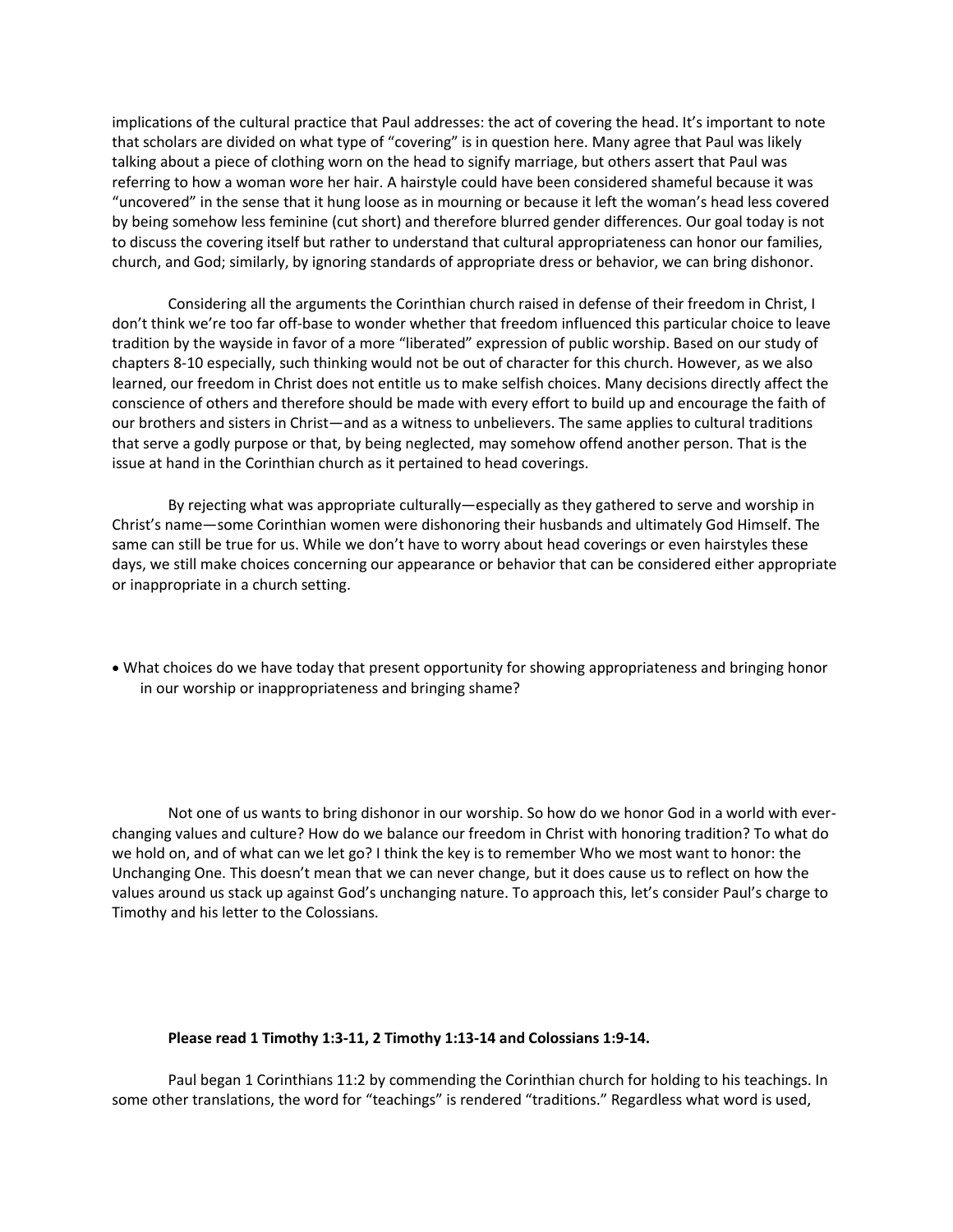implications of the cultural practice that Paul addresses: the act of covering the head. It's important to note that scholars are divided on what type of "covering" is in question here. Many agree that Paul was likely talking about a piece of clothing worn on the head to signify marriage, but others assert that Paul was referring to how a woman wore her hair. A hairstyle could have been considered shameful because it was "uncovered" in the sense that it hung loose as in mourning or because it left the woman's head less covered by being somehow less feminine (cut short) and therefore blurred gender differences. Our goal today is not to discuss the covering itself but rather to understand that cultural appropriateness can honor our families, church, and God; similarly, by ignoring standards of appropriate dress or behavior, we can bring dishonor.

Considering all the arguments the Corinthian church raised in defense of their freedom in Christ, I don't think we're too far off-base to wonder whether that freedom influenced this particular choice to leave tradition by the wayside in favor of a more "liberated" expression of public worship. Based on our study of chapters 8-10 especially, such thinking would not be out of character for this church. However, as we also learned, our freedom in Christ does not entitle us to make selfish choices. Many decisions directly affect the conscience of others and therefore should be made with every effort to build up and encourage the faith of our brothers and sisters in Christ—and as a witness to unbelievers. The same applies to cultural traditions that serve a godly purpose or that, by being neglected, may somehow offend another person. That is the issue at hand in the Corinthian church as it pertained to head coverings.

By rejecting what was appropriate culturally—especially as they gathered to serve and worship in Christ's name—some Corinthian women were dishonoring their husbands and ultimately God Himself. The same can still be true for us. While we don't have to worry about head coverings or even hairstyles these days, we still make choices concerning our appearance or behavior that can be considered either appropriate or inappropriate in a church setting.

- What choices do we have today that present opportunity for showing appropriateness and bringing honor in our worship or inappropriateness and bringing shame?

Not one of us wants to bring dishonor in our worship. So how do we honor God in a world with ever-changing values and culture? How do we balance our freedom in Christ with honoring tradition? To what do we hold on, and of what can we let go? I think the key is to remember Who we most want to honor: the Unchanging One. This doesn't mean that we can never change, but it does cause us to reflect on how the values around us stack up against God's unchanging nature. To approach this, let's consider Paul's charge to Timothy and his letter to the Colossians.

**Please read 1 Timothy 1:3-11, 2 Timothy 1:13-14 and Colossians 1:9-14.**

Paul began 1 Corinthians 11:2 by commending the Corinthian church for holding to his teachings. In some other translations, the word for "teachings" is rendered "traditions." Regardless what word is used,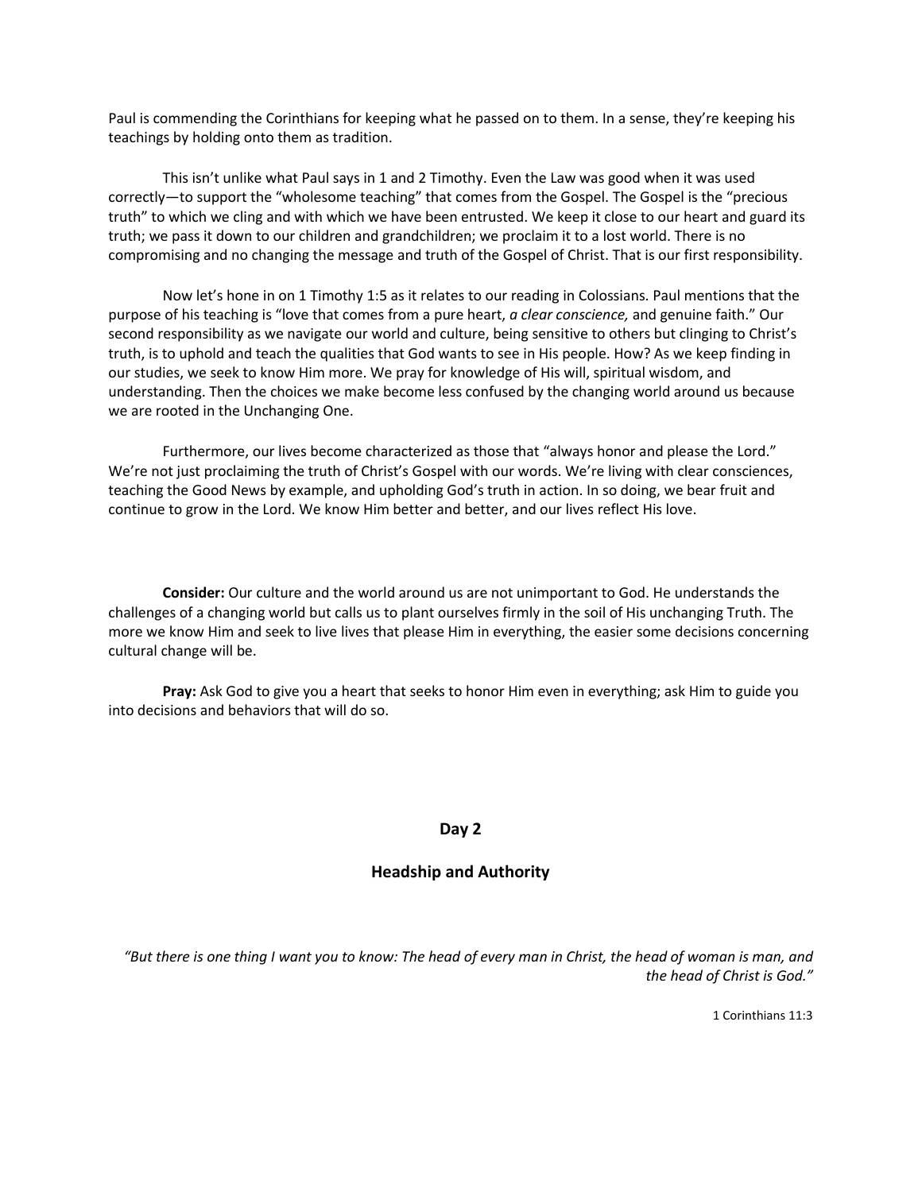Paul is commending the Corinthians for keeping what he passed on to them. In a sense, they're keeping his teachings by holding onto them as tradition.

This isn't unlike what Paul says in 1 and 2 Timothy. Even the Law was good when it was used correctly—to support the "wholesome teaching" that comes from the Gospel. The Gospel is the "precious truth" to which we cling and with which we have been entrusted. We keep it close to our heart and guard its truth; we pass it down to our children and grandchildren; we proclaim it to a lost world. There is no compromising and no changing the message and truth of the Gospel of Christ. That is our first responsibility.

Now let's hone in on 1 Timothy 1:5 as it relates to our reading in Colossians. Paul mentions that the purpose of his teaching is "love that comes from a pure heart, *a clear conscience,* and genuine faith." Our second responsibility as we navigate our world and culture, being sensitive to others but clinging to Christ's truth, is to uphold and teach the qualities that God wants to see in His people. How? As we keep finding in our studies, we seek to know Him more. We pray for knowledge of His will, spiritual wisdom, and understanding. Then the choices we make become less confused by the changing world around us because we are rooted in the Unchanging One.

Furthermore, our lives become characterized as those that "always honor and please the Lord." We're not just proclaiming the truth of Christ's Gospel with our words. We're living with clear consciences, teaching the Good News by example, and upholding God's truth in action. In so doing, we bear fruit and continue to grow in the Lord. We know Him better and better, and our lives reflect His love.

**Consider:** Our culture and the world around us are not unimportant to God. He understands the challenges of a changing world but calls us to plant ourselves firmly in the soil of His unchanging Truth. The more we know Him and seek to live lives that please Him in everything, the easier some decisions concerning cultural change will be.

**Pray:** Ask God to give you a heart that seeks to honor Him even in everything; ask Him to guide you into decisions and behaviors that will do so.

## Day 2

## Headship and Authority

*"But there is one thing I want you to know: The head of every man in Christ, the head of woman is man, and the head of Christ is God."*

1 Corinthians 11:3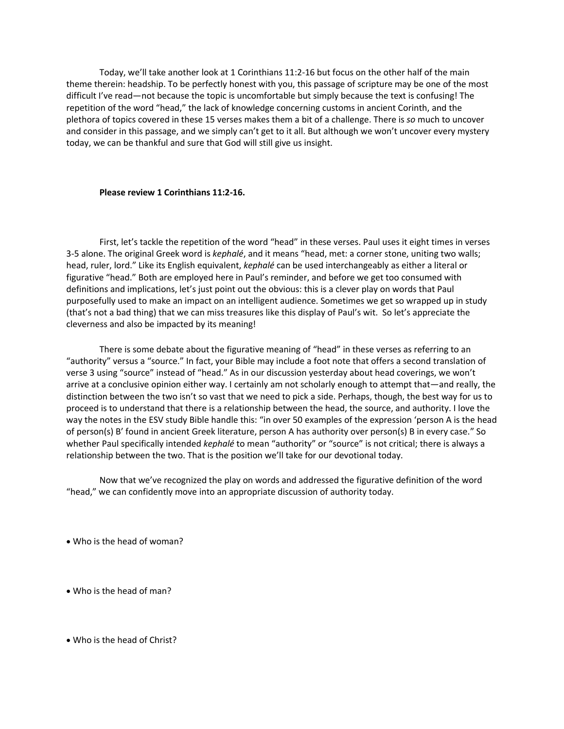Today, we'll take another look at 1 Corinthians 11:2-16 but focus on the other half of the main theme therein: headship. To be perfectly honest with you, this passage of scripture may be one of the most difficult I've read—not because the topic is uncomfortable but simply because the text is confusing! The repetition of the word "head," the lack of knowledge concerning customs in ancient Corinth, and the plethora of topics covered in these 15 verses makes them a bit of a challenge. There is *so* much to uncover and consider in this passage, and we simply can't get to it all. But although we won't uncover every mystery today, we can be thankful and sure that God will still give us insight.

**Please review 1 Corinthians 11:2-16.**

First, let's tackle the repetition of the word "head" in these verses. Paul uses it eight times in verses 3-5 alone. The original Greek word is *kephalé*, and it means "head, met: a corner stone, uniting two walls; head, ruler, lord." Like its English equivalent, *kephalé* can be used interchangeably as either a literal or figurative "head." Both are employed here in Paul's reminder, and before we get too consumed with definitions and implications, let's just point out the obvious: this is a clever play on words that Paul purposefully used to make an impact on an intelligent audience. Sometimes we get so wrapped up in study (that's not a bad thing) that we can miss treasures like this display of Paul's wit. So let's appreciate the cleverness and also be impacted by its meaning!

There is some debate about the figurative meaning of "head" in these verses as referring to an "authority" versus a "source." In fact, your Bible may include a foot note that offers a second translation of verse 3 using "source" instead of "head." As in our discussion yesterday about head coverings, we won't arrive at a conclusive opinion either way. I certainly am not scholarly enough to attempt that—and really, the distinction between the two isn't so vast that we need to pick a side. Perhaps, though, the best way for us to proceed is to understand that there is a relationship between the head, the source, and authority. I love the way the notes in the ESV study Bible handle this: "in over 50 examples of the expression 'person A is the head of person(s) B' found in ancient Greek literature, person A has authority over person(s) B in every case." So whether Paul specifically intended *kephalé* to mean "authority" or "source" is not critical; there is always a relationship between the two. That is the position we'll take for our devotional today.

Now that we've recognized the play on words and addressed the figurative definition of the word "head," we can confidently move into an appropriate discussion of authority today.

- Who is the head of woman?

- Who is the head of man?

- Who is the head of Christ?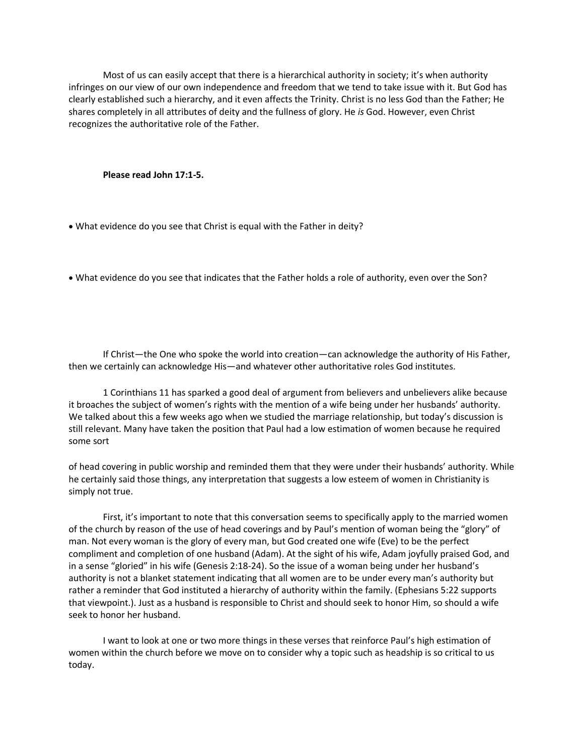Most of us can easily accept that there is a hierarchical authority in society; it's when authority infringes on our view of our own independence and freedom that we tend to take issue with it. But God has clearly established such a hierarchy, and it even affects the Trinity. Christ is no less God than the Father; He shares completely in all attributes of deity and the fullness of glory. He *is* God. However, even Christ recognizes the authoritative role of the Father.

**Please read John 17:1-5.**

- What evidence do you see that Christ is equal with the Father in deity?

- What evidence do you see that indicates that the Father holds a role of authority, even over the Son?

If Christ—the One who spoke the world into creation—can acknowledge the authority of His Father, then we certainly can acknowledge His—and whatever other authoritative roles God institutes.

1 Corinthians 11 has sparked a good deal of argument from believers and unbelievers alike because it broaches the subject of women's rights with the mention of a wife being under her husbands' authority. We talked about this a few weeks ago when we studied the marriage relationship, but today's discussion is still relevant. Many have taken the position that Paul had a low estimation of women because he required some sort of head covering in public worship and reminded them that they were under their husbands' authority. While he certainly said those things, any interpretation that suggests a low esteem of women in Christianity is simply not true.

First, it's important to note that this conversation seems to specifically apply to the married women of the church by reason of the use of head coverings and by Paul's mention of woman being the "glory" of man. Not every woman is the glory of every man, but God created one wife (Eve) to be the perfect compliment and completion of one husband (Adam). At the sight of his wife, Adam joyfully praised God, and in a sense "gloried" in his wife (Genesis 2:18-24). So the issue of a woman being under her husband's authority is not a blanket statement indicating that all women are to be under every man's authority but rather a reminder that God instituted a hierarchy of authority within the family. (Ephesians 5:22 supports that viewpoint.). Just as a husband is responsible to Christ and should seek to honor Him, so should a wife seek to honor her husband.

I want to look at one or two more things in these verses that reinforce Paul's high estimation of women within the church before we move on to consider why a topic such as headship is so critical to us today.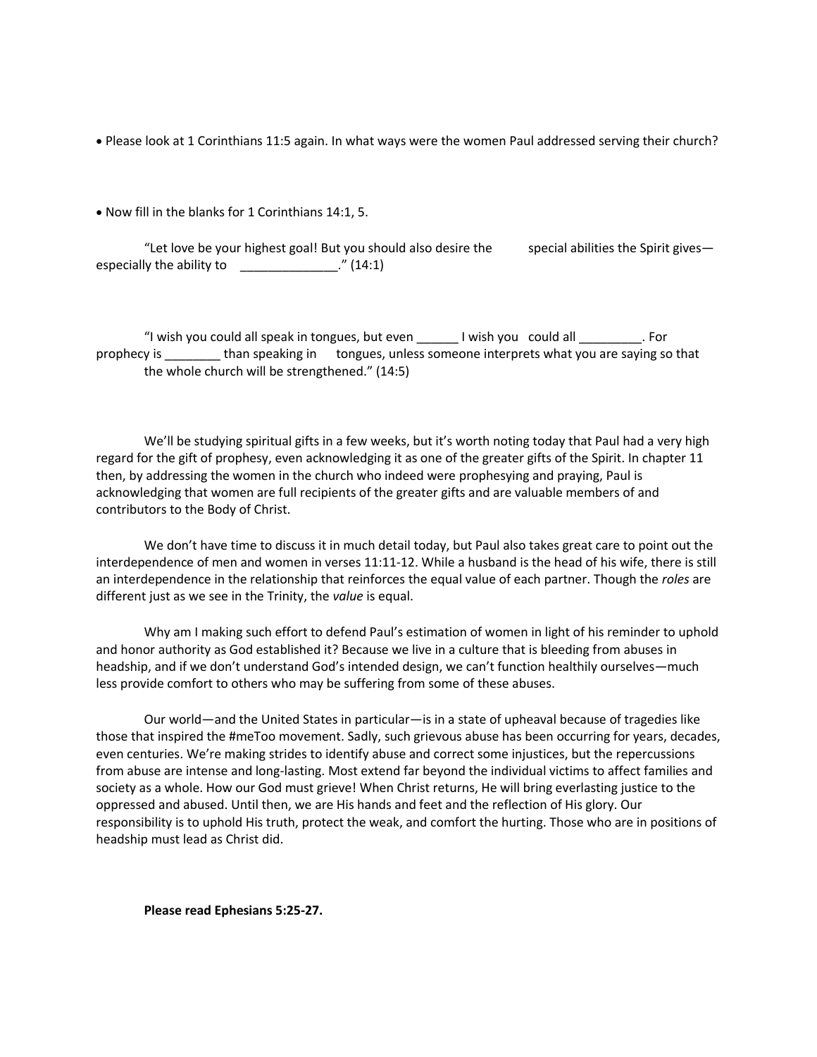- Please look at 1 Corinthians 11:5 again. In what ways were the women Paul addressed serving their church?

- Now fill in the blanks for 1 Corinthians 14:1, 5.

"Let love be your highest goal! But you should also desire the special abilities the Spirit gives—especially the ability to ______________." (14:1)

"I wish you could all speak in tongues, but even ______ I wish you could all _________. For prophecy is ________ than speaking in tongues, unless someone interprets what you are saying so that the whole church will be strengthened." (14:5)

We'll be studying spiritual gifts in a few weeks, but it's worth noting today that Paul had a very high regard for the gift of prophesy, even acknowledging it as one of the greater gifts of the Spirit. In chapter 11 then, by addressing the women in the church who indeed were prophesying and praying, Paul is acknowledging that women are full recipients of the greater gifts and are valuable members of and contributors to the Body of Christ.

We don't have time to discuss it in much detail today, but Paul also takes great care to point out the interdependence of men and women in verses 11:11-12. While a husband is the head of his wife, there is still an interdependence in the relationship that reinforces the equal value of each partner. Though the *roles* are different just as we see in the Trinity, the *value* is equal.

Why am I making such effort to defend Paul's estimation of women in light of his reminder to uphold and honor authority as God established it? Because we live in a culture that is bleeding from abuses in headship, and if we don't understand God's intended design, we can't function healthily ourselves—much less provide comfort to others who may be suffering from some of these abuses.

Our world—and the United States in particular—is in a state of upheaval because of tragedies like those that inspired the #meToo movement. Sadly, such grievous abuse has been occurring for years, decades, even centuries. We're making strides to identify abuse and correct some injustices, but the repercussions from abuse are intense and long-lasting. Most extend far beyond the individual victims to affect families and society as a whole. How our God must grieve! When Christ returns, He will bring everlasting justice to the oppressed and abused. Until then, we are His hands and feet and the reflection of His glory. Our responsibility is to uphold His truth, protect the weak, and comfort the hurting. Those who are in positions of headship must lead as Christ did.

**Please read Ephesians 5:25-27.**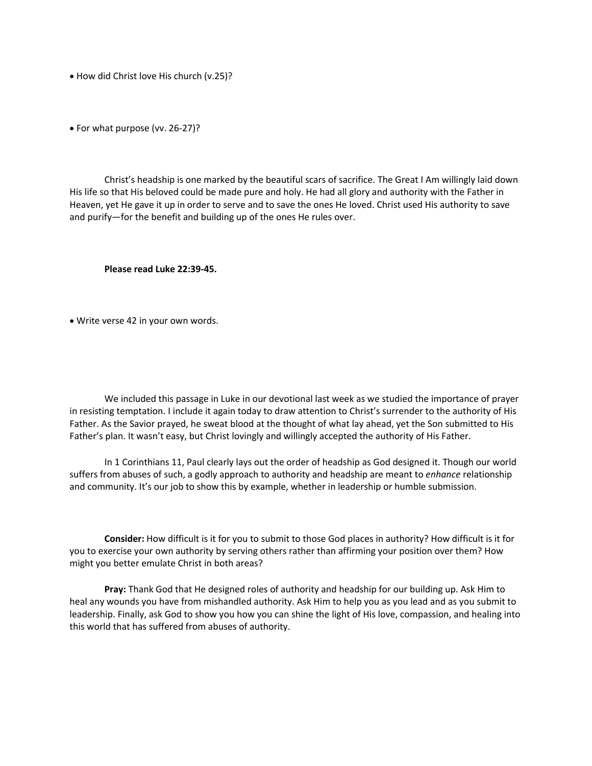- How did Christ love His church (v.25)?

- For what purpose (vv. 26-27)?

Christ's headship is one marked by the beautiful scars of sacrifice. The Great I Am willingly laid down His life so that His beloved could be made pure and holy. He had all glory and authority with the Father in Heaven, yet He gave it up in order to serve and to save the ones He loved. Christ used His authority to save and purify—for the benefit and building up of the ones He rules over.

**Please read Luke 22:39-45.**

- Write verse 42 in your own words.

We included this passage in Luke in our devotional last week as we studied the importance of prayer in resisting temptation. I include it again today to draw attention to Christ's surrender to the authority of His Father. As the Savior prayed, he sweat blood at the thought of what lay ahead, yet the Son submitted to His Father's plan. It wasn't easy, but Christ lovingly and willingly accepted the authority of His Father.

In 1 Corinthians 11, Paul clearly lays out the order of headship as God designed it. Though our world suffers from abuses of such, a godly approach to authority and headship are meant to *enhance* relationship and community. It's our job to show this by example, whether in leadership or humble submission.

**Consider:** How difficult is it for you to submit to those God places in authority? How difficult is it for you to exercise your own authority by serving others rather than affirming your position over them? How might you better emulate Christ in both areas?

**Pray:** Thank God that He designed roles of authority and headship for our building up. Ask Him to heal any wounds you have from mishandled authority. Ask Him to help you as you lead and as you submit to leadership. Finally, ask God to show you how you can shine the light of His love, compassion, and healing into this world that has suffered from abuses of authority.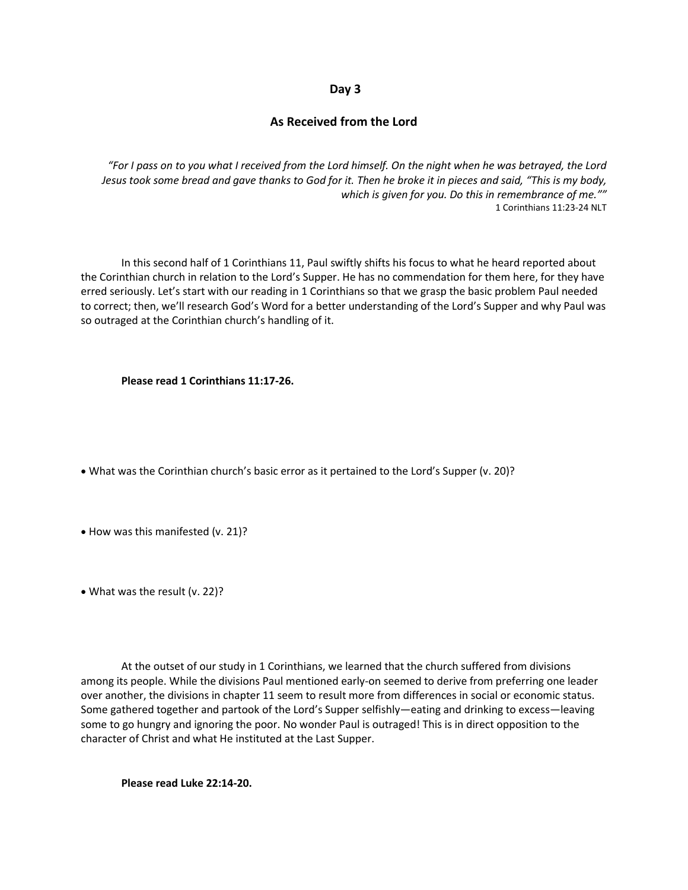## Day 3

## As Received from the Lord

*"For I pass on to you what I received from the Lord himself. On the night when he was betrayed, the Lord Jesus took some bread and gave thanks to God for it. Then he broke it in pieces and said, "This is my body, which is given for you. Do this in remembrance of me.""*

1 Corinthians 11:23-24 NLT

In this second half of 1 Corinthians 11, Paul swiftly shifts his focus to what he heard reported about the Corinthian church in relation to the Lord's Supper. He has no commendation for them here, for they have erred seriously. Let's start with our reading in 1 Corinthians so that we grasp the basic problem Paul needed to correct; then, we'll research God's Word for a better understanding of the Lord's Supper and why Paul was so outraged at the Corinthian church's handling of it.

**Please read 1 Corinthians 11:17-26.**

- What was the Corinthian church's basic error as it pertained to the Lord's Supper (v. 20)?

- How was this manifested (v. 21)?

- What was the result (v. 22)?

At the outset of our study in 1 Corinthians, we learned that the church suffered from divisions among its people. While the divisions Paul mentioned early-on seemed to derive from preferring one leader over another, the divisions in chapter 11 seem to result more from differences in social or economic status. Some gathered together and partook of the Lord's Supper selfishly—eating and drinking to excess—leaving some to go hungry and ignoring the poor. No wonder Paul is outraged! This is in direct opposition to the character of Christ and what He instituted at the Last Supper.

**Please read Luke 22:14-20.**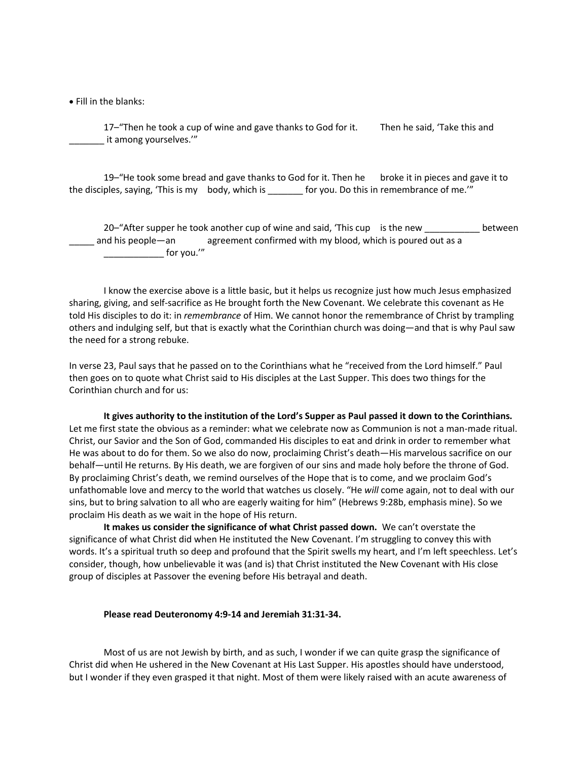- Fill in the blanks:

17–"Then he took a cup of wine and gave thanks to God for it. Then he said, 'Take this and _______ it among yourselves.'"

19–"He took some bread and gave thanks to God for it. Then he broke it in pieces and gave it to the disciples, saying, 'This is my body, which is _______ for you. Do this in remembrance of me.'"

20–"After supper he took another cup of wine and said, 'This cup is the new ___________ between _____ and his people—an agreement confirmed with my blood, which is poured out as a ____________ for you.'"

I know the exercise above is a little basic, but it helps us recognize just how much Jesus emphasized sharing, giving, and self-sacrifice as He brought forth the New Covenant. We celebrate this covenant as He told His disciples to do it: in *remembrance* of Him. We cannot honor the remembrance of Christ by trampling others and indulging self, but that is exactly what the Corinthian church was doing—and that is why Paul saw the need for a strong rebuke.

In verse 23, Paul says that he passed on to the Corinthians what he "received from the Lord himself." Paul then goes on to quote what Christ said to His disciples at the Last Supper. This does two things for the Corinthian church and for us:

**It gives authority to the institution of the Lord's Supper as Paul passed it down to the Corinthians.** Let me first state the obvious as a reminder: what we celebrate now as Communion is not a man-made ritual. Christ, our Savior and the Son of God, commanded His disciples to eat and drink in order to remember what He was about to do for them. So we also do now, proclaiming Christ's death—His marvelous sacrifice on our behalf—until He returns. By His death, we are forgiven of our sins and made holy before the throne of God. By proclaiming Christ's death, we remind ourselves of the Hope that is to come, and we proclaim God's unfathomable love and mercy to the world that watches us closely. "He *will* come again, not to deal with our sins, but to bring salvation to all who are eagerly waiting for him" (Hebrews 9:28b, emphasis mine). So we proclaim His death as we wait in the hope of His return.

**It makes us consider the significance of what Christ passed down.** We can't overstate the significance of what Christ did when He instituted the New Covenant. I'm struggling to convey this with words. It's a spiritual truth so deep and profound that the Spirit swells my heart, and I'm left speechless. Let's consider, though, how unbelievable it was (and is) that Christ instituted the New Covenant with His close group of disciples at Passover the evening before His betrayal and death.

**Please read Deuteronomy 4:9-14 and Jeremiah 31:31-34.**

Most of us are not Jewish by birth, and as such, I wonder if we can quite grasp the significance of Christ did when He ushered in the New Covenant at His Last Supper. His apostles should have understood, but I wonder if they even grasped it that night. Most of them were likely raised with an acute awareness of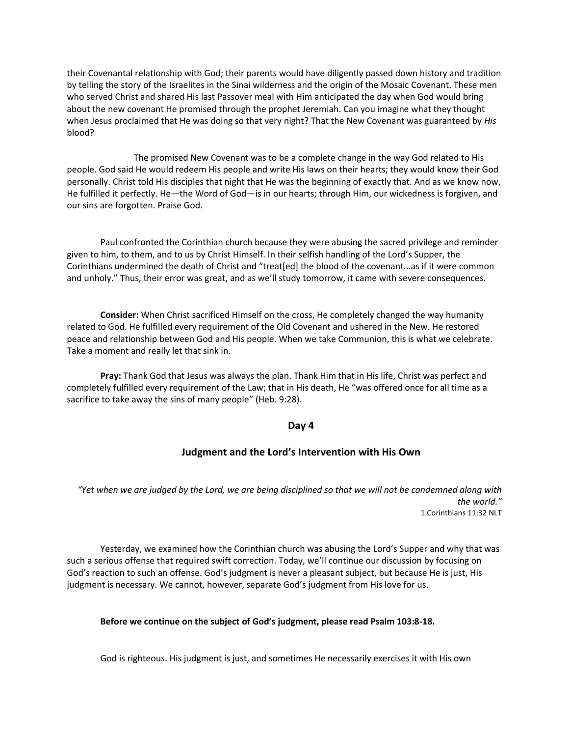their Covenantal relationship with God; their parents would have diligently passed down history and tradition by telling the story of the Israelites in the Sinai wilderness and the origin of the Mosaic Covenant. These men who served Christ and shared His last Passover meal with Him anticipated the day when God would bring about the new covenant He promised through the prophet Jeremiah. Can you imagine what they thought when Jesus proclaimed that He was doing so that very night? That the New Covenant was guaranteed by *His* blood?

The promised New Covenant was to be a complete change in the way God related to His people. God said He would redeem His people and write His laws on their hearts; they would know their God personally. Christ told His disciples that night that He was the beginning of exactly that. And as we know now, He fulfilled it perfectly. He—the Word of God—is in our hearts; through Him, our wickedness is forgiven, and our sins are forgotten. Praise God.

Paul confronted the Corinthian church because they were abusing the sacred privilege and reminder given to him, to them, and to us by Christ Himself. In their selfish handling of the Lord's Supper, the Corinthians undermined the death of Christ and "treat[ed] the blood of the covenant...as if it were common and unholy." Thus, their error was great, and as we'll study tomorrow, it came with severe consequences.

**Consider:** When Christ sacrificed Himself on the cross, He completely changed the way humanity related to God. He fulfilled every requirement of the Old Covenant and ushered in the New. He restored peace and relationship between God and His people. When we take Communion, this is what we celebrate. Take a moment and really let that sink in.

**Pray:** Thank God that Jesus was always the plan. Thank Him that in His life, Christ was perfect and completely fulfilled every requirement of the Law; that in His death, He "was offered once for all time as a sacrifice to take away the sins of many people" (Heb. 9:28).

## Day 4

## Judgment and the Lord's Intervention with His Own

*"Yet when we are judged by the Lord, we are being disciplined so that we will not be condemned along with the world."*
1 Corinthians 11:32 NLT

Yesterday, we examined how the Corinthian church was abusing the Lord's Supper and why that was such a serious offense that required swift correction. Today, we'll continue our discussion by focusing on God's reaction to such an offense. God's judgment is never a pleasant subject, but because He is just, His judgment is necessary. We cannot, however, separate God's judgment from His love for us.

**Before we continue on the subject of God's judgment, please read Psalm 103:8-18.**

God is righteous. His judgment is just, and sometimes He necessarily exercises it with His own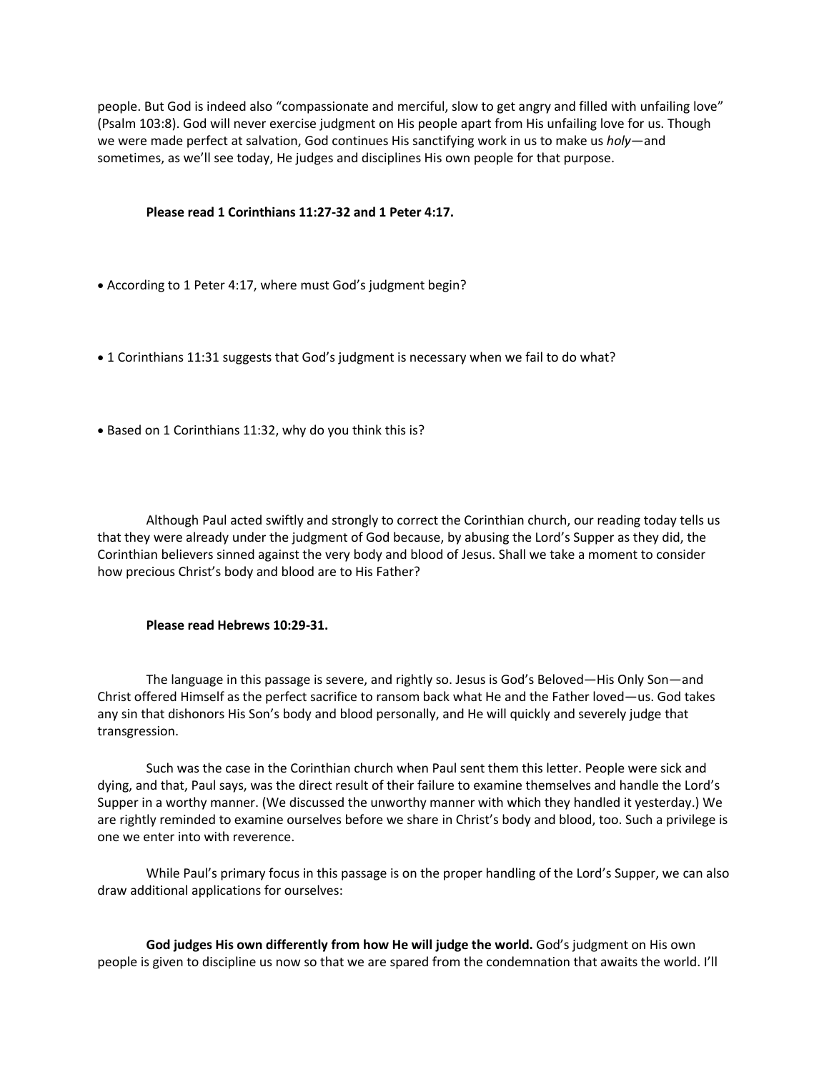people. But God is indeed also “compassionate and merciful, slow to get angry and filled with unfailing love” (Psalm 103:8). God will never exercise judgment on His people apart from His unfailing love for us. Though we were made perfect at salvation, God continues His sanctifying work in us to make us *holy*—and sometimes, as we’ll see today, He judges and disciplines His own people for that purpose.

**Please read 1 Corinthians 11:27-32 and 1 Peter 4:17.**

- According to 1 Peter 4:17, where must God’s judgment begin?

- 1 Corinthians 11:31 suggests that God’s judgment is necessary when we fail to do what?

- Based on 1 Corinthians 11:32, why do you think this is?

Although Paul acted swiftly and strongly to correct the Corinthian church, our reading today tells us that they were already under the judgment of God because, by abusing the Lord’s Supper as they did, the Corinthian believers sinned against the very body and blood of Jesus. Shall we take a moment to consider how precious Christ’s body and blood are to His Father?

**Please read Hebrews 10:29-31.**

The language in this passage is severe, and rightly so. Jesus is God’s Beloved—His Only Son—and Christ offered Himself as the perfect sacrifice to ransom back what He and the Father loved—us. God takes any sin that dishonors His Son’s body and blood personally, and He will quickly and severely judge that transgression.

Such was the case in the Corinthian church when Paul sent them this letter. People were sick and dying, and that, Paul says, was the direct result of their failure to examine themselves and handle the Lord’s Supper in a worthy manner. (We discussed the unworthy manner with which they handled it yesterday.) We are rightly reminded to examine ourselves before we share in Christ’s body and blood, too. Such a privilege is one we enter into with reverence.

While Paul’s primary focus in this passage is on the proper handling of the Lord’s Supper, we can also draw additional applications for ourselves:

**God judges His own differently from how He will judge the world.** God’s judgment on His own people is given to discipline us now so that we are spared from the condemnation that awaits the world. I’ll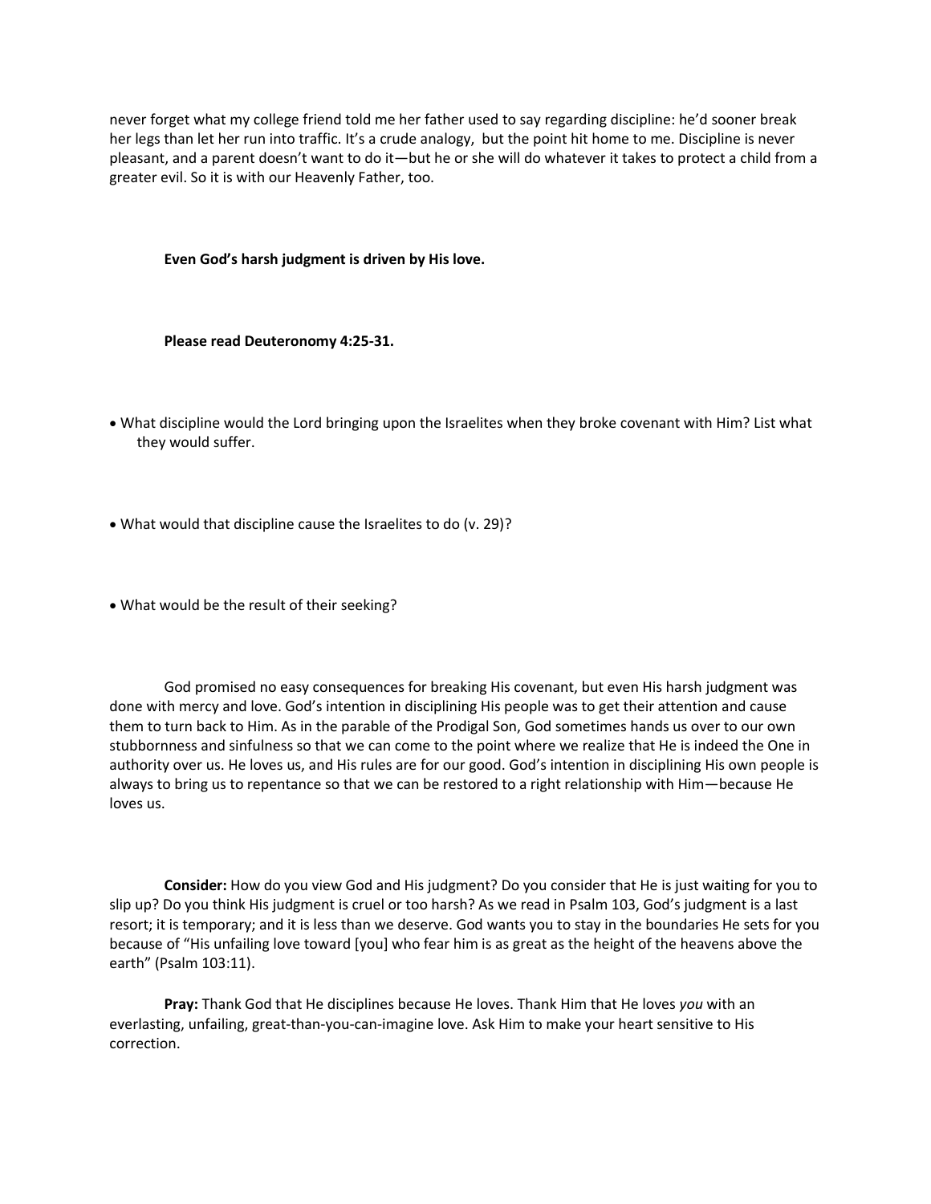never forget what my college friend told me her father used to say regarding discipline: he'd sooner break her legs than let her run into traffic. It's a crude analogy, but the point hit home to me. Discipline is never pleasant, and a parent doesn't want to do it—but he or she will do whatever it takes to protect a child from a greater evil. So it is with our Heavenly Father, too.

**Even God's harsh judgment is driven by His love.**

**Please read Deuteronomy 4:25-31.**

- What discipline would the Lord bringing upon the Israelites when they broke covenant with Him? List what they would suffer.

- What would that discipline cause the Israelites to do (v. 29)?

- What would be the result of their seeking?

God promised no easy consequences for breaking His covenant, but even His harsh judgment was done with mercy and love. God's intention in disciplining His people was to get their attention and cause them to turn back to Him. As in the parable of the Prodigal Son, God sometimes hands us over to our own stubbornness and sinfulness so that we can come to the point where we realize that He is indeed the One in authority over us. He loves us, and His rules are for our good. God's intention in disciplining His own people is always to bring us to repentance so that we can be restored to a right relationship with Him—because He loves us.

**Consider:** How do you view God and His judgment? Do you consider that He is just waiting for you to slip up? Do you think His judgment is cruel or too harsh? As we read in Psalm 103, God's judgment is a last resort; it is temporary; and it is less than we deserve. God wants you to stay in the boundaries He sets for you because of "His unfailing love toward [you] who fear him is as great as the height of the heavens above the earth" (Psalm 103:11).

**Pray:** Thank God that He disciplines because He loves. Thank Him that He loves *you* with an everlasting, unfailing, great-than-you-can-imagine love. Ask Him to make your heart sensitive to His correction.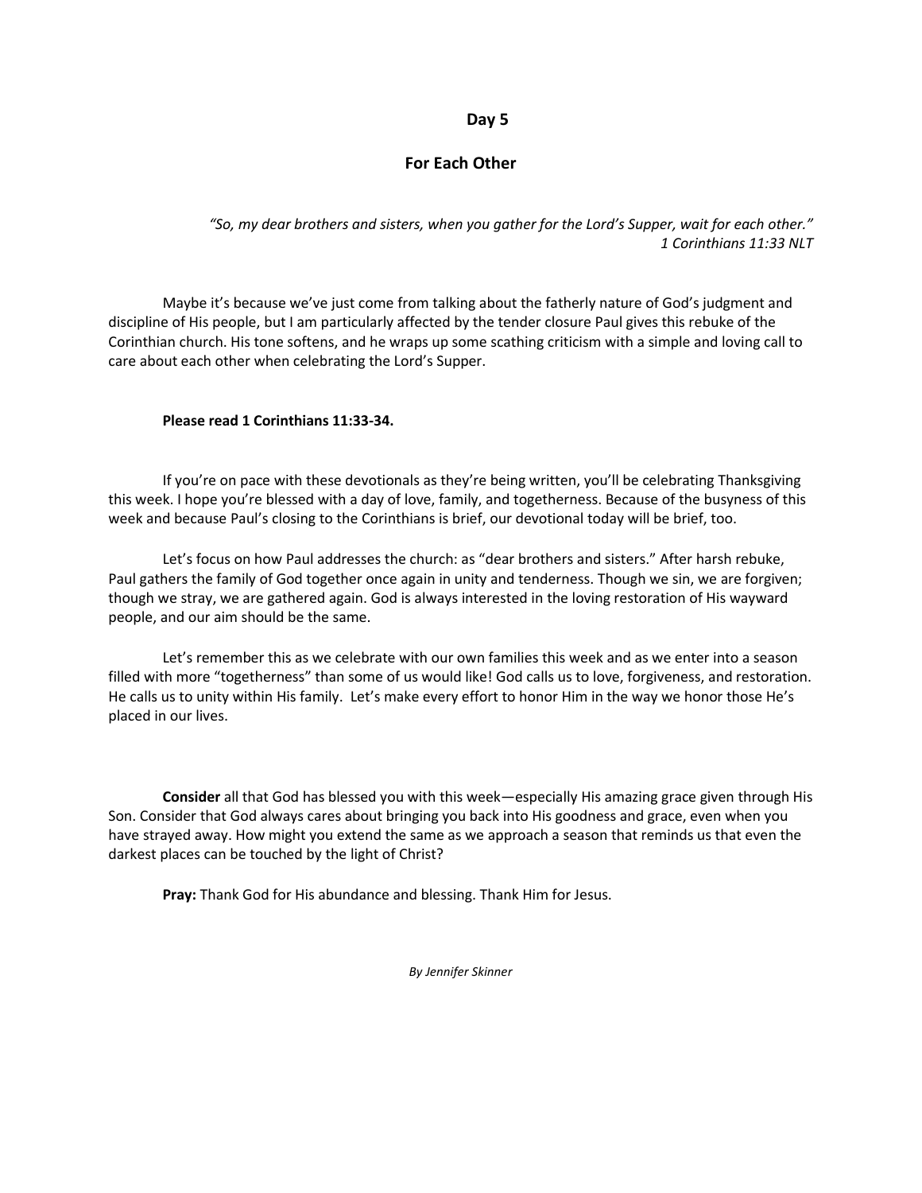## Day 5

## For Each Other

*"So, my dear brothers and sisters, when you gather for the Lord's Supper, wait for each other."*
*1 Corinthians 11:33 NLT*

Maybe it's because we've just come from talking about the fatherly nature of God's judgment and discipline of His people, but I am particularly affected by the tender closure Paul gives this rebuke of the Corinthian church. His tone softens, and he wraps up some scathing criticism with a simple and loving call to care about each other when celebrating the Lord's Supper.

**Please read 1 Corinthians 11:33-34.**

If you're on pace with these devotionals as they're being written, you'll be celebrating Thanksgiving this week. I hope you're blessed with a day of love, family, and togetherness. Because of the busyness of this week and because Paul's closing to the Corinthians is brief, our devotional today will be brief, too.

Let's focus on how Paul addresses the church: as "dear brothers and sisters." After harsh rebuke, Paul gathers the family of God together once again in unity and tenderness. Though we sin, we are forgiven; though we stray, we are gathered again. God is always interested in the loving restoration of His wayward people, and our aim should be the same.

Let's remember this as we celebrate with our own families this week and as we enter into a season filled with more "togetherness" than some of us would like! God calls us to love, forgiveness, and restoration. He calls us to unity within His family. Let's make every effort to honor Him in the way we honor those He's placed in our lives.

**Consider** all that God has blessed you with this week—especially His amazing grace given through His Son. Consider that God always cares about bringing you back into His goodness and grace, even when you have strayed away. How might you extend the same as we approach a season that reminds us that even the darkest places can be touched by the light of Christ?

**Pray:** Thank God for His abundance and blessing. Thank Him for Jesus.

*By Jennifer Skinner*